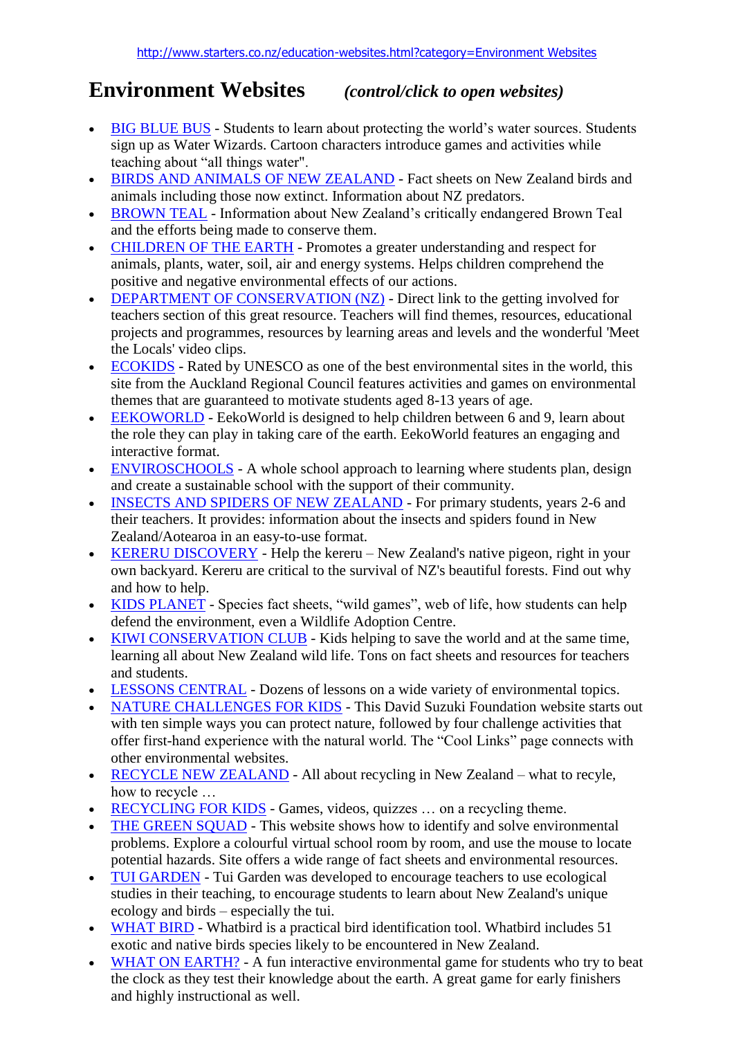http://www.starters.co.nz/education-websites.html?category=Environment Websites

# Environment Websites *(control/click to open websites)*

- BIG BLUE BUS - Students to learn about protecting the world's water sources. Students sign up as Water Wizards. Cartoon characters introduce games and activities while teaching about "all things water".
- BIRDS AND ANIMALS OF NEW ZEALAND - Fact sheets on New Zealand birds and animals including those now extinct. Information about NZ predators.
- BROWN TEAL - Information about New Zealand's critically endangered Brown Teal and the efforts being made to conserve them.
- CHILDREN OF THE EARTH - Promotes a greater understanding and respect for animals, plants, water, soil, air and energy systems. Helps children comprehend the positive and negative environmental effects of our actions.
- DEPARTMENT OF CONSERVATION (NZ) - Direct link to the getting involved for teachers section of this great resource. Teachers will find themes, resources, educational projects and programmes, resources by learning areas and levels and the wonderful 'Meet the Locals' video clips.
- ECOKIDS - Rated by UNESCO as one of the best environmental sites in the world, this site from the Auckland Regional Council features activities and games on environmental themes that are guaranteed to motivate students aged 8-13 years of age.
- EEKOWORLD - EekoWorld is designed to help children between 6 and 9, learn about the role they can play in taking care of the earth. EekoWorld features an engaging and interactive format.
- ENVIROSCHOOLS - A whole school approach to learning where students plan, design and create a sustainable school with the support of their community.
- INSECTS AND SPIDERS OF NEW ZEALAND - For primary students, years 2-6 and their teachers. It provides: information about the insects and spiders found in New Zealand/Aotearoa in an easy-to-use format.
- KERERU DISCOVERY - Help the kereru – New Zealand's native pigeon, right in your own backyard. Kereru are critical to the survival of NZ's beautiful forests. Find out why and how to help.
- KIDS PLANET - Species fact sheets, "wild games", web of life, how students can help defend the environment, even a Wildlife Adoption Centre.
- KIWI CONSERVATION CLUB - Kids helping to save the world and at the same time, learning all about New Zealand wild life. Tons on fact sheets and resources for teachers and students.
- LESSONS CENTRAL - Dozens of lessons on a wide variety of environmental topics.
- NATURE CHALLENGES FOR KIDS - This David Suzuki Foundation website starts out with ten simple ways you can protect nature, followed by four challenge activities that offer first-hand experience with the natural world. The "Cool Links" page connects with other environmental websites.
- RECYCLE NEW ZEALAND - All about recycling in New Zealand – what to recyle, how to recycle …
- RECYCLING FOR KIDS - Games, videos, quizzes … on a recycling theme.
- THE GREEN SQUAD - This website shows how to identify and solve environmental problems. Explore a colourful virtual school room by room, and use the mouse to locate potential hazards. Site offers a wide range of fact sheets and environmental resources.
- TUI GARDEN - Tui Garden was developed to encourage teachers to use ecological studies in their teaching, to encourage students to learn about New Zealand's unique ecology and birds – especially the tui.
- WHAT BIRD - Whatbird is a practical bird identification tool. Whatbird includes 51 exotic and native birds species likely to be encountered in New Zealand.
- WHAT ON EARTH? - A fun interactive environmental game for students who try to beat the clock as they test their knowledge about the earth. A great game for early finishers and highly instructional as well.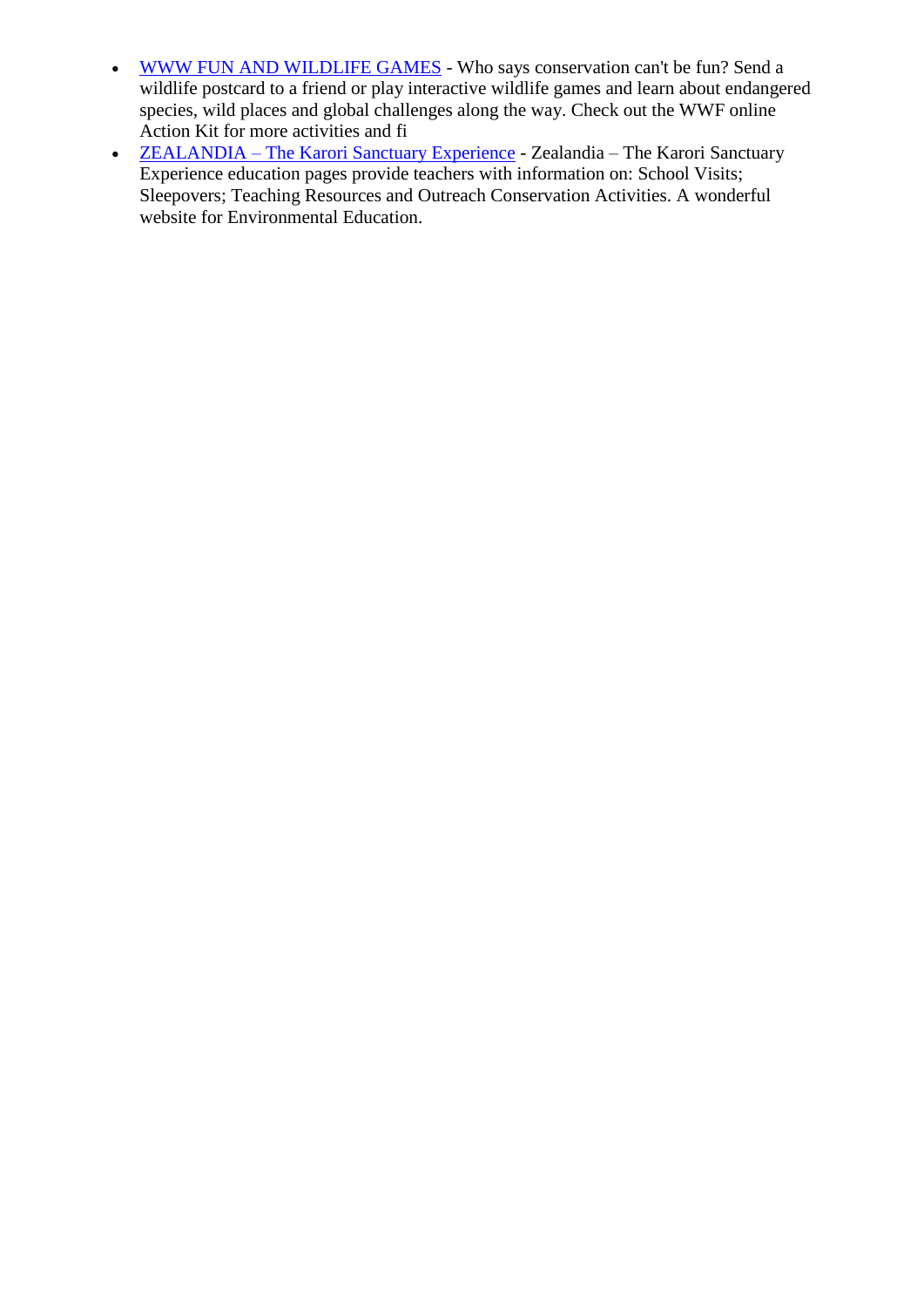- WWW FUN AND WILDLIFE GAMES - Who says conservation can't be fun? Send a wildlife postcard to a friend or play interactive wildlife games and learn about endangered species, wild places and global challenges along the way. Check out the WWF online Action Kit for more activities and fi
- ZEALANDIA – The Karori Sanctuary Experience - Zealandia – The Karori Sanctuary Experience education pages provide teachers with information on: School Visits; Sleepovers; Teaching Resources and Outreach Conservation Activities. A wonderful website for Environmental Education.